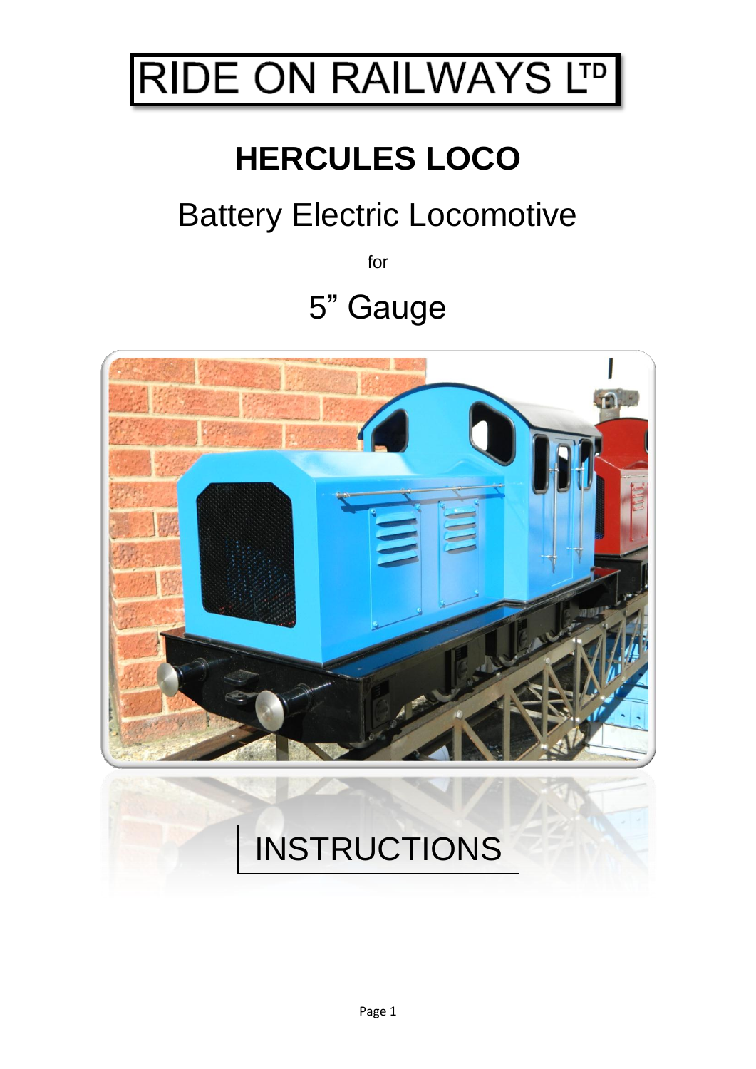# RIDE ON RAILWAYS LTD

## HERCULES LOCO

Battery Electric Locomotive

for

5" Gauge

INSTRUCTIONS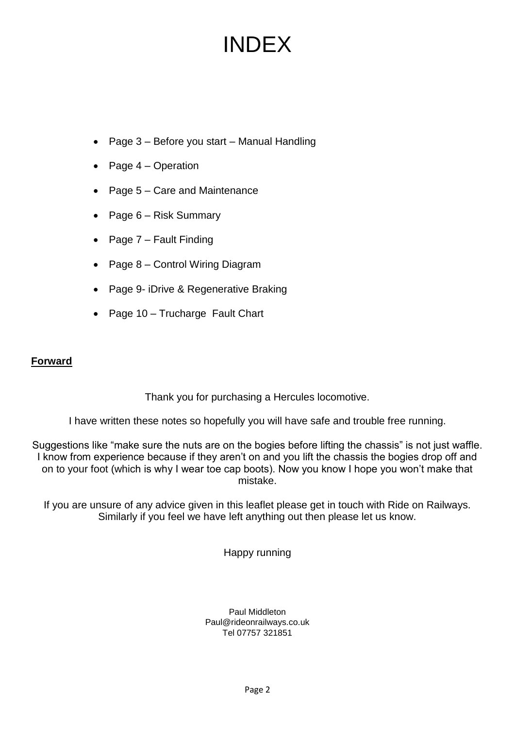# INDEX

- Page 3 – Before you start – Manual Handling
- Page 4 – Operation
- Page 5 – Care and Maintenance
- Page 6 – Risk Summary
- Page 7 – Fault Finding
- Page 8 – Control Wiring Diagram
- Page 9- iDrive & Regenerative Braking
- Page 10 – Trucharge Fault Chart

**Forward**

Thank you for purchasing a Hercules locomotive.

I have written these notes so hopefully you will have safe and trouble free running.

Suggestions like "make sure the nuts are on the bogies before lifting the chassis" is not just waffle. I know from experience because if they aren't on and you lift the chassis the bogies drop off and on to your foot (which is why I wear toe cap boots). Now you know I hope you won't make that mistake.

If you are unsure of any advice given in this leaflet please get in touch with Ride on Railways. Similarly if you feel we have left anything out then please let us know.

Happy running

Paul Middleton
Paul@rideonrailways.co.uk
Tel 07757 321851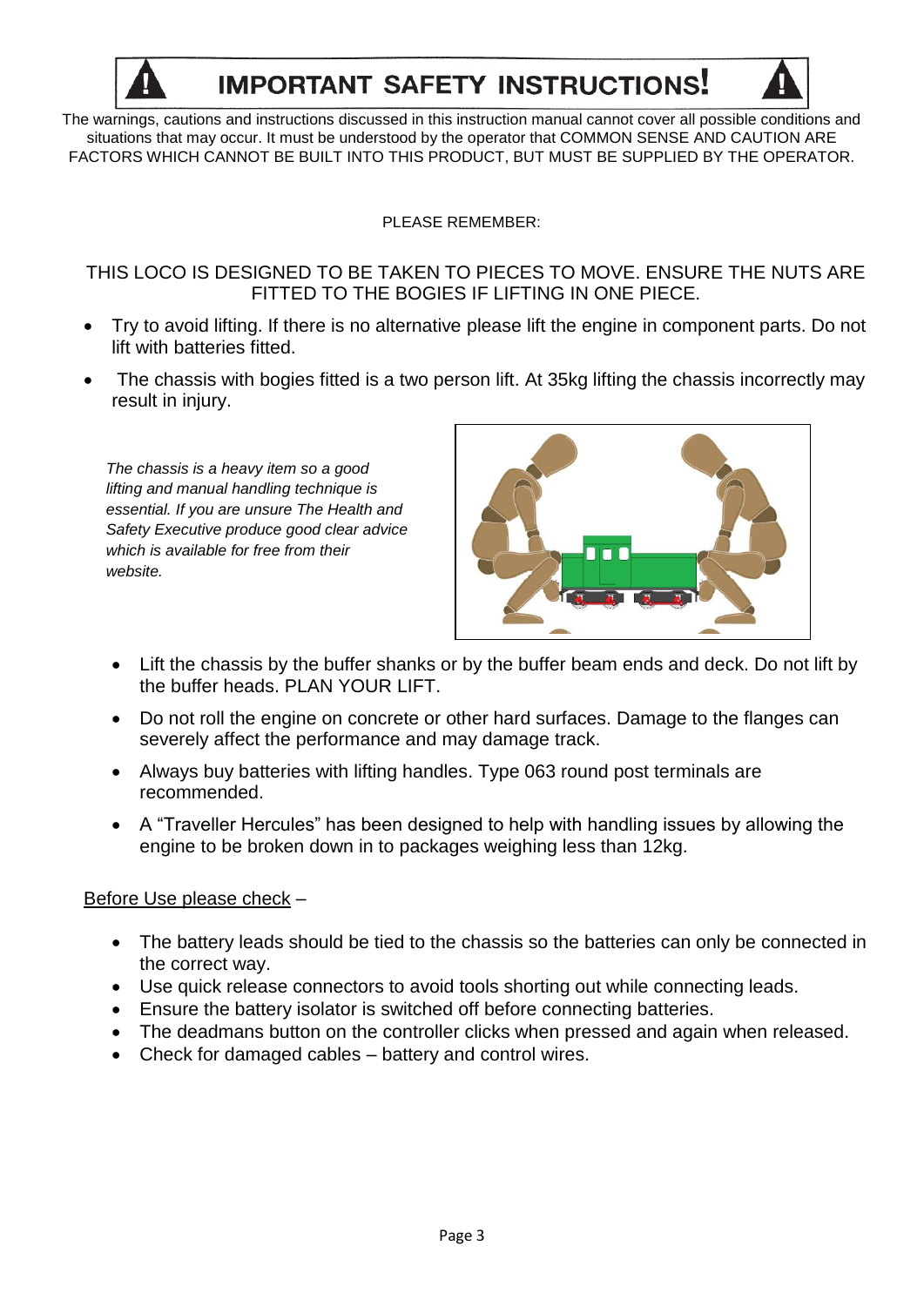# IMPORTANT SAFETY INSTRUCTIONS!

The warnings, cautions and instructions discussed in this instruction manual cannot cover all possible conditions and situations that may occur. It must be understood by the operator that COMMON SENSE AND CAUTION ARE FACTORS WHICH CANNOT BE BUILT INTO THIS PRODUCT, BUT MUST BE SUPPLIED BY THE OPERATOR.

PLEASE REMEMBER:

THIS LOCO IS DESIGNED TO BE TAKEN TO PIECES TO MOVE. ENSURE THE NUTS ARE FITTED TO THE BOGIES IF LIFTING IN ONE PIECE.

- Try to avoid lifting. If there is no alternative please lift the engine in component parts. Do not lift with batteries fitted.
- The chassis with bogies fitted is a two person lift. At 35kg lifting the chassis incorrectly may result in injury.

*The chassis is a heavy item so a good lifting and manual handling technique is essential. If you are unsure The Health and Safety Executive produce good clear advice which is available for free from their website.*

- Lift the chassis by the buffer shanks or by the buffer beam ends and deck. Do not lift by the buffer heads. PLAN YOUR LIFT.
- Do not roll the engine on concrete or other hard surfaces. Damage to the flanges can severely affect the performance and may damage track.
- Always buy batteries with lifting handles. Type 063 round post terminals are recommended.
- A "Traveller Hercules" has been designed to help with handling issues by allowing the engine to be broken down in to packages weighing less than 12kg.

Before Use please check –

- The battery leads should be tied to the chassis so the batteries can only be connected in the correct way.
- Use quick release connectors to avoid tools shorting out while connecting leads.
- Ensure the battery isolator is switched off before connecting batteries.
- The deadmans button on the controller clicks when pressed and again when released.
- Check for damaged cables – battery and control wires.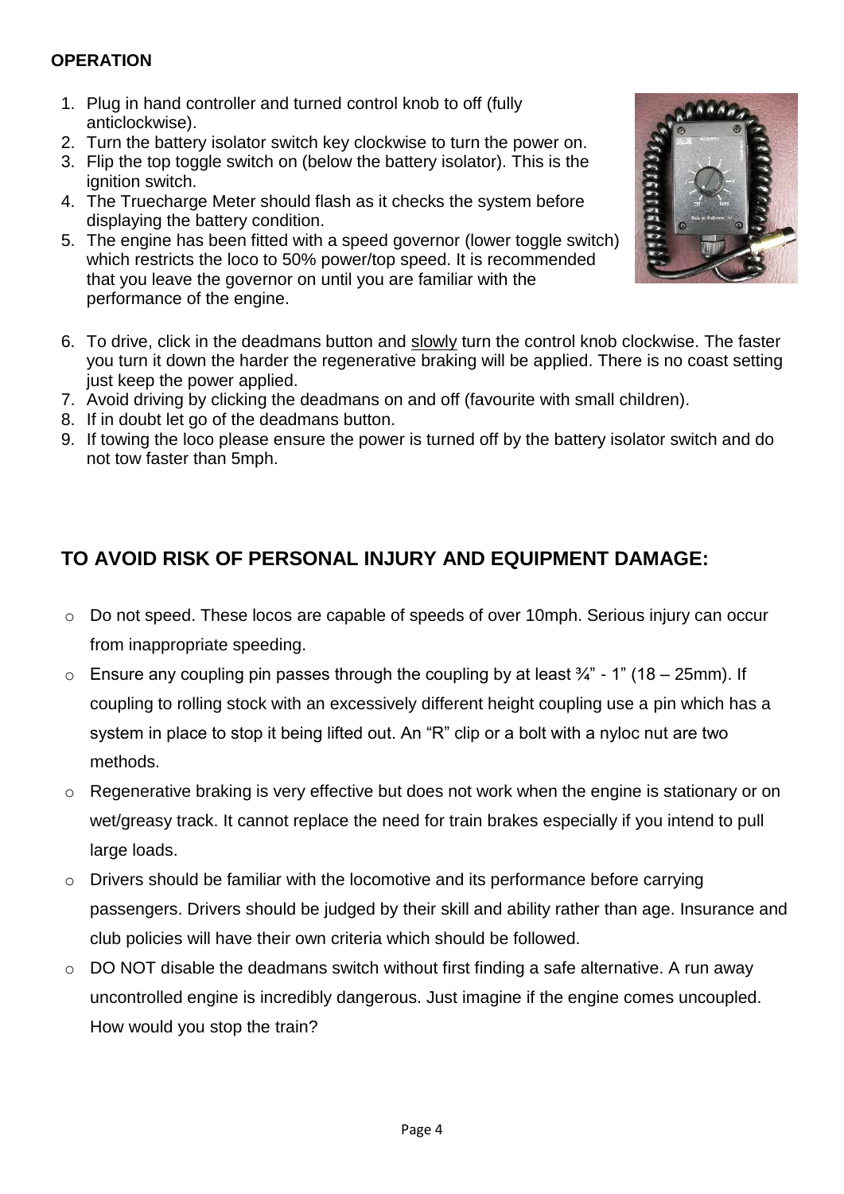## OPERATION

1. Plug in hand controller and turned control knob to off (fully anticlockwise).
2. Turn the battery isolator switch key clockwise to turn the power on.
3. Flip the top toggle switch on (below the battery isolator). This is the ignition switch.
4. The Truecharge Meter should flash as it checks the system before displaying the battery condition.
5. The engine has been fitted with a speed governor (lower toggle switch) which restricts the loco to 50% power/top speed. It is recommended that you leave the governor on until you are familiar with the performance of the engine.
6. To drive, click in the deadmans button and slowly turn the control knob clockwise. The faster you turn it down the harder the regenerative braking will be applied. There is no coast setting just keep the power applied.
7. Avoid driving by clicking the deadmans on and off (favourite with small children).
8. If in doubt let go of the deadmans button.
9. If towing the loco please ensure the power is turned off by the battery isolator switch and do not tow faster than 5mph.

## TO AVOID RISK OF PERSONAL INJURY AND EQUIPMENT DAMAGE:

- Do not speed. These locos are capable of speeds of over 10mph. Serious injury can occur from inappropriate speeding.
- Ensure any coupling pin passes through the coupling by at least ¾" - 1" (18 – 25mm). If coupling to rolling stock with an excessively different height coupling use a pin which has a system in place to stop it being lifted out. An "R" clip or a bolt with a nyloc nut are two methods.
- Regenerative braking is very effective but does not work when the engine is stationary or on wet/greasy track. It cannot replace the need for train brakes especially if you intend to pull large loads.
- Drivers should be familiar with the locomotive and its performance before carrying passengers. Drivers should be judged by their skill and ability rather than age. Insurance and club policies will have their own criteria which should be followed.
- DO NOT disable the deadmans switch without first finding a safe alternative. A run away uncontrolled engine is incredibly dangerous. Just imagine if the engine comes uncoupled. How would you stop the train?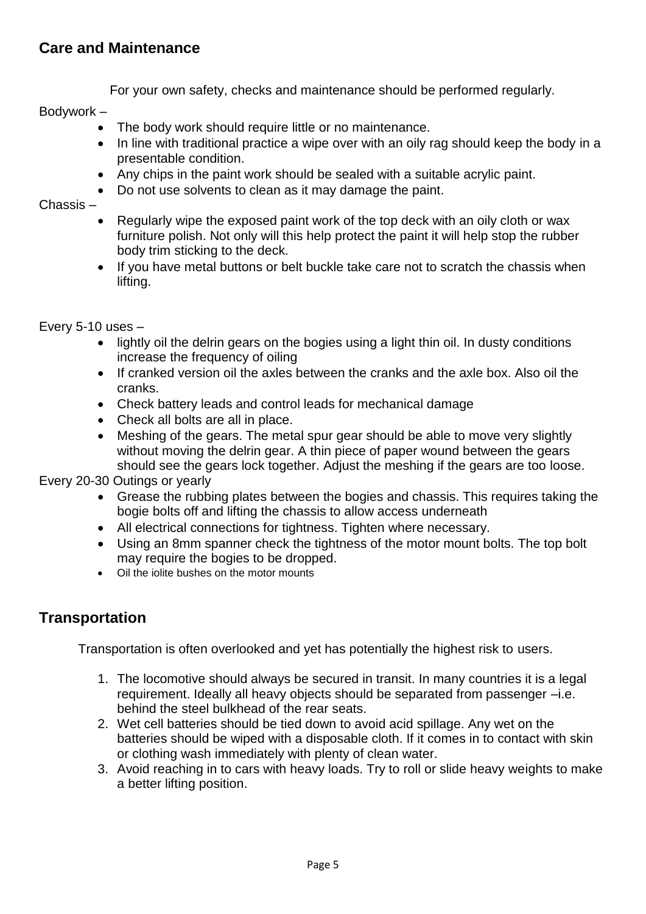## Care and Maintenance

For your own safety, checks and maintenance should be performed regularly.

Bodywork –

- The body work should require little or no maintenance.
- In line with traditional practice a wipe over with an oily rag should keep the body in a presentable condition.
- Any chips in the paint work should be sealed with a suitable acrylic paint.
- Do not use solvents to clean as it may damage the paint.

Chassis –

- Regularly wipe the exposed paint work of the top deck with an oily cloth or wax furniture polish. Not only will this help protect the paint it will help stop the rubber body trim sticking to the deck.
- If you have metal buttons or belt buckle take care not to scratch the chassis when lifting.

Every 5-10 uses –

- lightly oil the delrin gears on the bogies using a light thin oil. In dusty conditions increase the frequency of oiling
- If cranked version oil the axles between the cranks and the axle box. Also oil the cranks.
- Check battery leads and control leads for mechanical damage
- Check all bolts are all in place.
- Meshing of the gears. The metal spur gear should be able to move very slightly without moving the delrin gear. A thin piece of paper wound between the gears should see the gears lock together. Adjust the meshing if the gears are too loose.

Every 20-30 Outings or yearly

- Grease the rubbing plates between the bogies and chassis. This requires taking the bogie bolts off and lifting the chassis to allow access underneath
- All electrical connections for tightness. Tighten where necessary.
- Using an 8mm spanner check the tightness of the motor mount bolts. The top bolt may require the bogies to be dropped.
- Oil the iolite bushes on the motor mounts

## Transportation

Transportation is often overlooked and yet has potentially the highest risk to users.

1. The locomotive should always be secured in transit. In many countries it is a legal requirement. Ideally all heavy objects should be separated from passenger –i.e. behind the steel bulkhead of the rear seats.
2. Wet cell batteries should be tied down to avoid acid spillage. Any wet on the batteries should be wiped with a disposable cloth. If it comes in to contact with skin or clothing wash immediately with plenty of clean water.
3. Avoid reaching in to cars with heavy loads. Try to roll or slide heavy weights to make a better lifting position.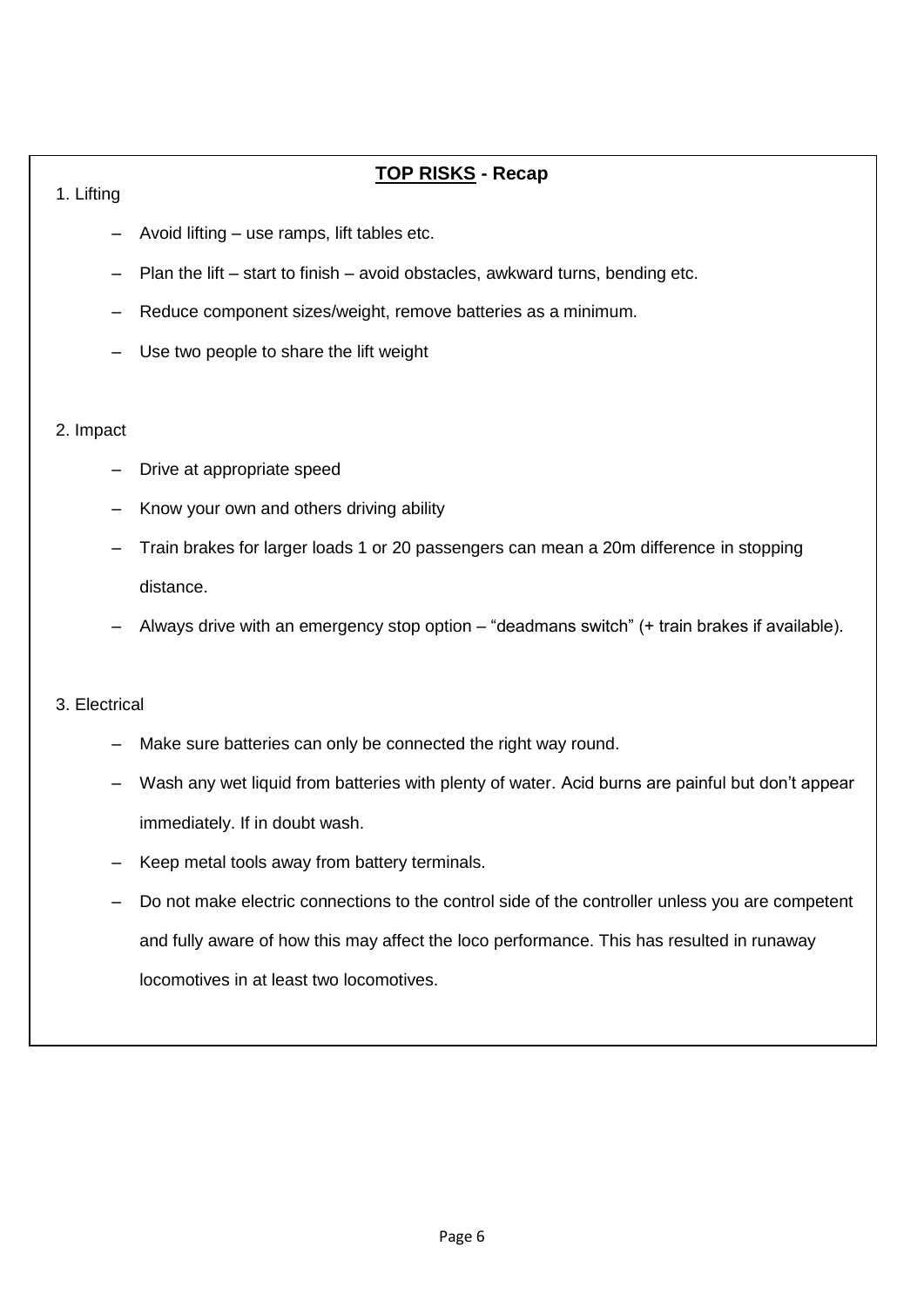## **TOP RISKS - Recap**

1. Lifting

- Avoid lifting – use ramps, lift tables etc.
- Plan the lift – start to finish – avoid obstacles, awkward turns, bending etc.
- Reduce component sizes/weight, remove batteries as a minimum.
- Use two people to share the lift weight

2. Impact

- Drive at appropriate speed
- Know your own and others driving ability
- Train brakes for larger loads 1 or 20 passengers can mean a 20m difference in stopping distance.
- Always drive with an emergency stop option – “deadmans switch” (+ train brakes if available).

3. Electrical

- Make sure batteries can only be connected the right way round.
- Wash any wet liquid from batteries with plenty of water. Acid burns are painful but don’t appear immediately. If in doubt wash.
- Keep metal tools away from battery terminals.
- Do not make electric connections to the control side of the controller unless you are competent and fully aware of how this may affect the loco performance. This has resulted in runaway locomotives in at least two locomotives.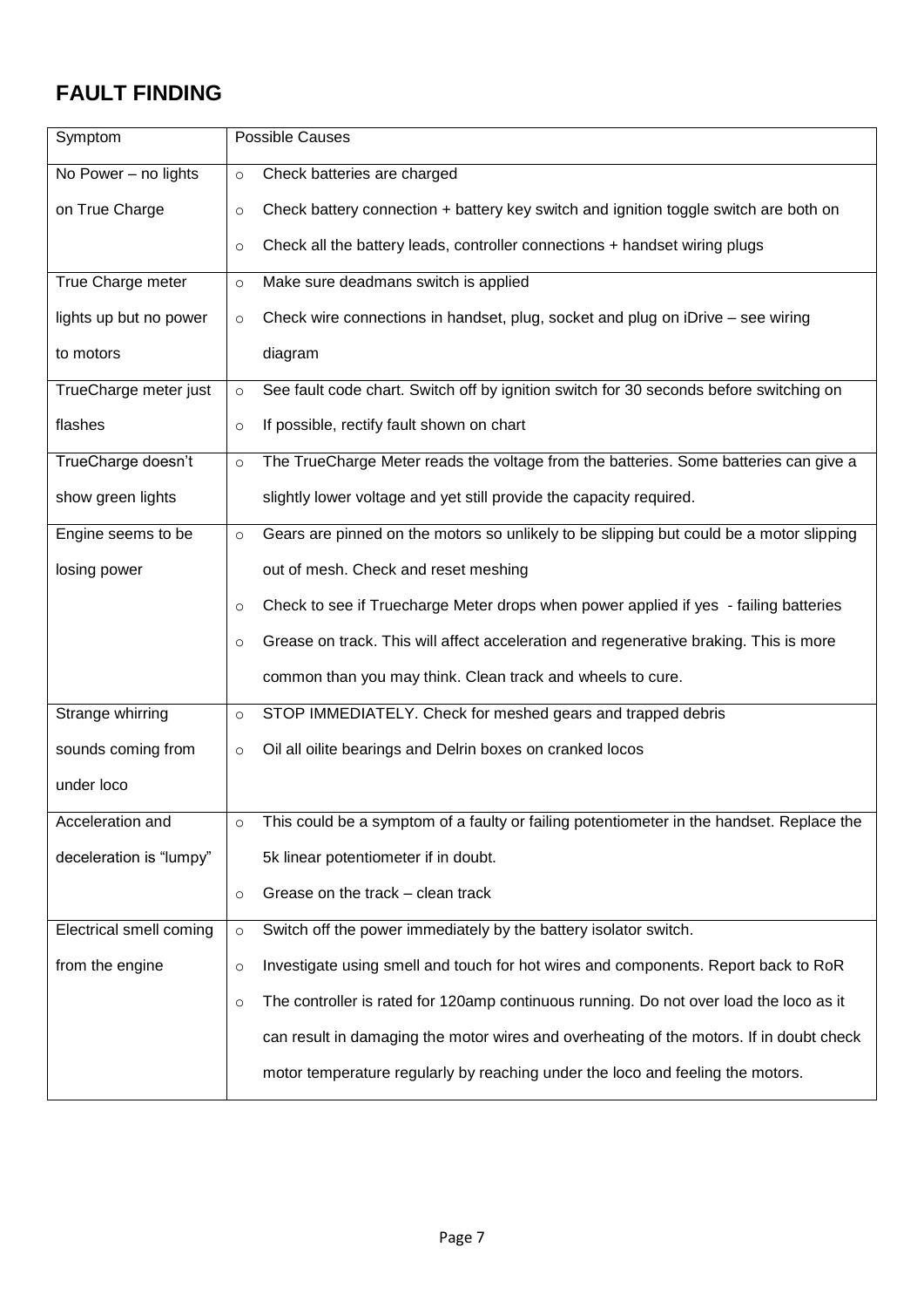# FAULT FINDING

| Symptom | Possible Causes |
|---|---|
| No Power – no lights on True Charge | ○ Check batteries are charged<br>○ Check battery connection + battery key switch and ignition toggle switch are both on<br>○ Check all the battery leads, controller connections + handset wiring plugs |
| True Charge meter lights up but no power to motors | ○ Make sure deadmans switch is applied<br>○ Check wire connections in handset, plug, socket and plug on iDrive – see wiring diagram |
| TrueCharge meter just flashes | ○ See fault code chart. Switch off by ignition switch for 30 seconds before switching on<br>○ If possible, rectify fault shown on chart |
| TrueCharge doesn't show green lights | ○ The TrueCharge Meter reads the voltage from the batteries. Some batteries can give a slightly lower voltage and yet still provide the capacity required. |
| Engine seems to be losing power | ○ Gears are pinned on the motors so unlikely to be slipping but could be a motor slipping out of mesh. Check and reset meshing<br>○ Check to see if Truecharge Meter drops when power applied if yes - failing batteries<br>○ Grease on track. This will affect acceleration and regenerative braking. This is more common than you may think. Clean track and wheels to cure. |
| Strange whirring sounds coming from under loco | ○ STOP IMMEDIATELY. Check for meshed gears and trapped debris<br>○ Oil all oilite bearings and Delrin boxes on cranked locos |
| Acceleration and deceleration is "lumpy" | ○ This could be a symptom of a faulty or failing potentiometer in the handset. Replace the 5k linear potentiometer if in doubt.<br>○ Grease on the track – clean track |
| Electrical smell coming from the engine | ○ Switch off the power immediately by the battery isolator switch.<br>○ Investigate using smell and touch for hot wires and components. Report back to RoR<br>○ The controller is rated for 120amp continuous running. Do not over load the loco as it can result in damaging the motor wires and overheating of the motors. If in doubt check motor temperature regularly by reaching under the loco and feeling the motors. |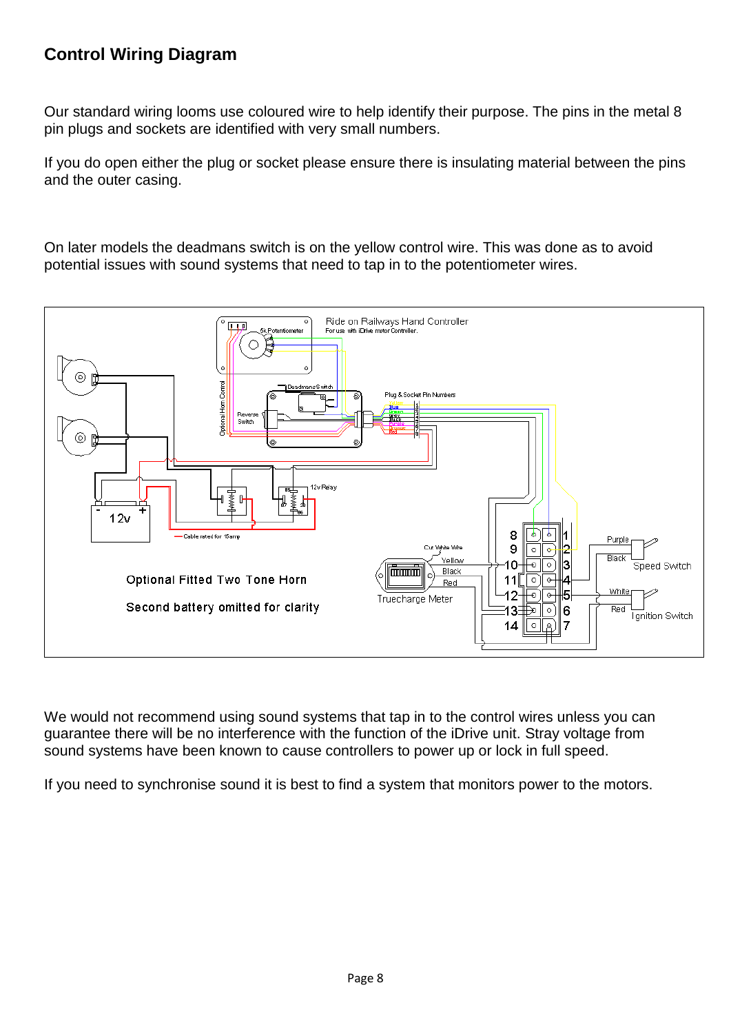## Control Wiring Diagram

Our standard wiring looms use coloured wire to help identify their purpose. The pins in the metal 8 pin plugs and sockets are identified with very small numbers.

If you do open either the plug or socket please ensure there is insulating material between the pins and the outer casing.

On later models the deadmans switch is on the yellow control wire. This was done as to avoid potential issues with sound systems that need to tap in to the potentiometer wires.

We would not recommend using sound systems that tap in to the control wires unless you can guarantee there will be no interference with the function of the iDrive unit. Stray voltage from sound systems have been known to cause controllers to power up or lock in full speed.

If you need to synchronise sound it is best to find a system that monitors power to the motors.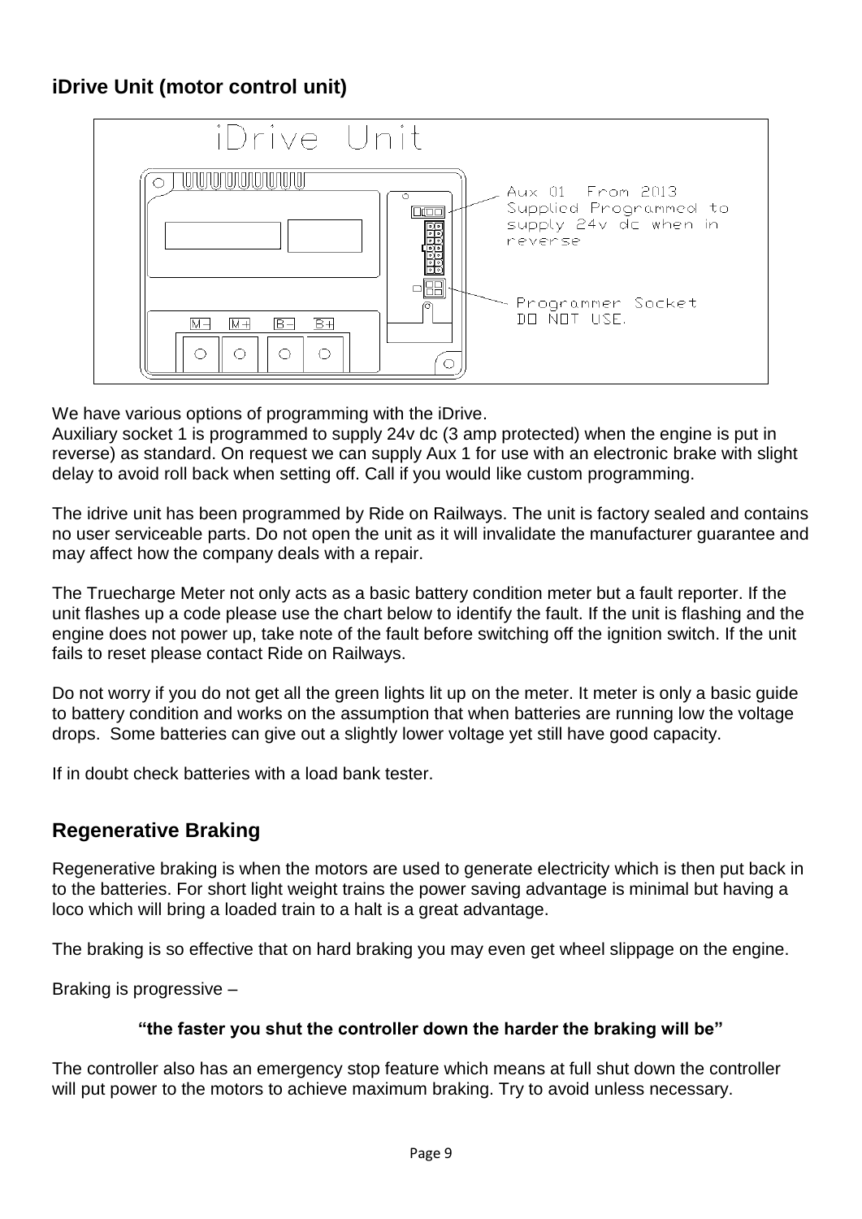## iDrive Unit (motor control unit)

We have various options of programming with the iDrive.
Auxiliary socket 1 is programmed to supply 24v dc (3 amp protected) when the engine is put in reverse) as standard. On request we can supply Aux 1 for use with an electronic brake with slight delay to avoid roll back when setting off. Call if you would like custom programming.

The idrive unit has been programmed by Ride on Railways. The unit is factory sealed and contains no user serviceable parts. Do not open the unit as it will invalidate the manufacturer guarantee and may affect how the company deals with a repair.

The Truecharge Meter not only acts as a basic battery condition meter but a fault reporter. If the unit flashes up a code please use the chart below to identify the fault. If the unit is flashing and the engine does not power up, take note of the fault before switching off the ignition switch. If the unit fails to reset please contact Ride on Railways.

Do not worry if you do not get all the green lights lit up on the meter. It meter is only a basic guide to battery condition and works on the assumption that when batteries are running low the voltage drops. Some batteries can give out a slightly lower voltage yet still have good capacity.

If in doubt check batteries with a load bank tester.

## Regenerative Braking

Regenerative braking is when the motors are used to generate electricity which is then put back in to the batteries. For short light weight trains the power saving advantage is minimal but having a loco which will bring a loaded train to a halt is a great advantage.

The braking is so effective that on hard braking you may even get wheel slippage on the engine.

Braking is progressive –

**"the faster you shut the controller down the harder the braking will be"**

The controller also has an emergency stop feature which means at full shut down the controller will put power to the motors to achieve maximum braking. Try to avoid unless necessary.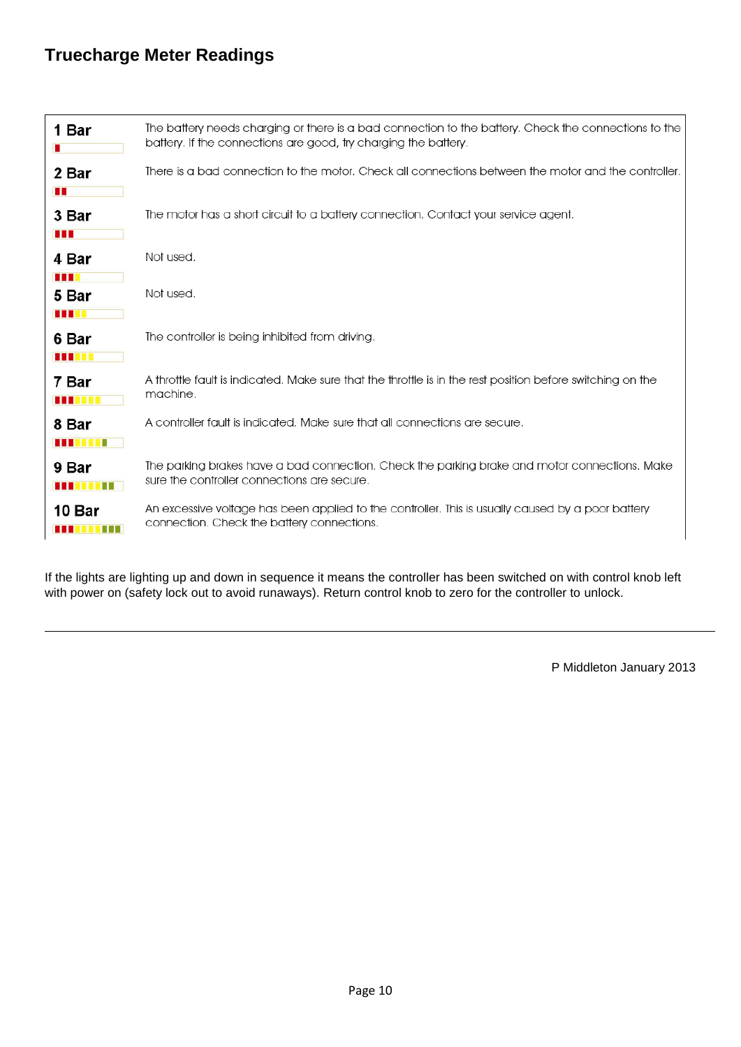## Truecharge Meter Readings

| | |
|---|---|
| **1 Bar** | The battery needs charging or there is a bad connection to the battery. Check the connections to the battery. If the connections are good, try charging the battery. |
| **2 Bar** | There is a bad connection to the motor. Check all connections between the motor and the controller. |
| **3 Bar** | The motor has a short circuit to a battery connection. Contact your service agent. |
| **4 Bar** | Not used. |
| **5 Bar** | Not used. |
| **6 Bar** | The controller is being inhibited from driving. |
| **7 Bar** | A throttle fault is indicated. Make sure that the throttle is in the rest position before switching on the machine. |
| **8 Bar** | A controller fault is indicated. Make sure that all connections are secure. |
| **9 Bar** | The parking brakes have a bad connection. Check the parking brake and motor connections. Make sure the controller connections are secure. |
| **10 Bar** | An excessive voltage has been applied to the controller. This is usually caused by a poor battery connection. Check the battery connections. |

If the lights are lighting up and down in sequence it means the controller has been switched on with control knob left with power on (safety lock out to avoid runaways). Return control knob to zero for the controller to unlock.

---

P Middleton January 2013